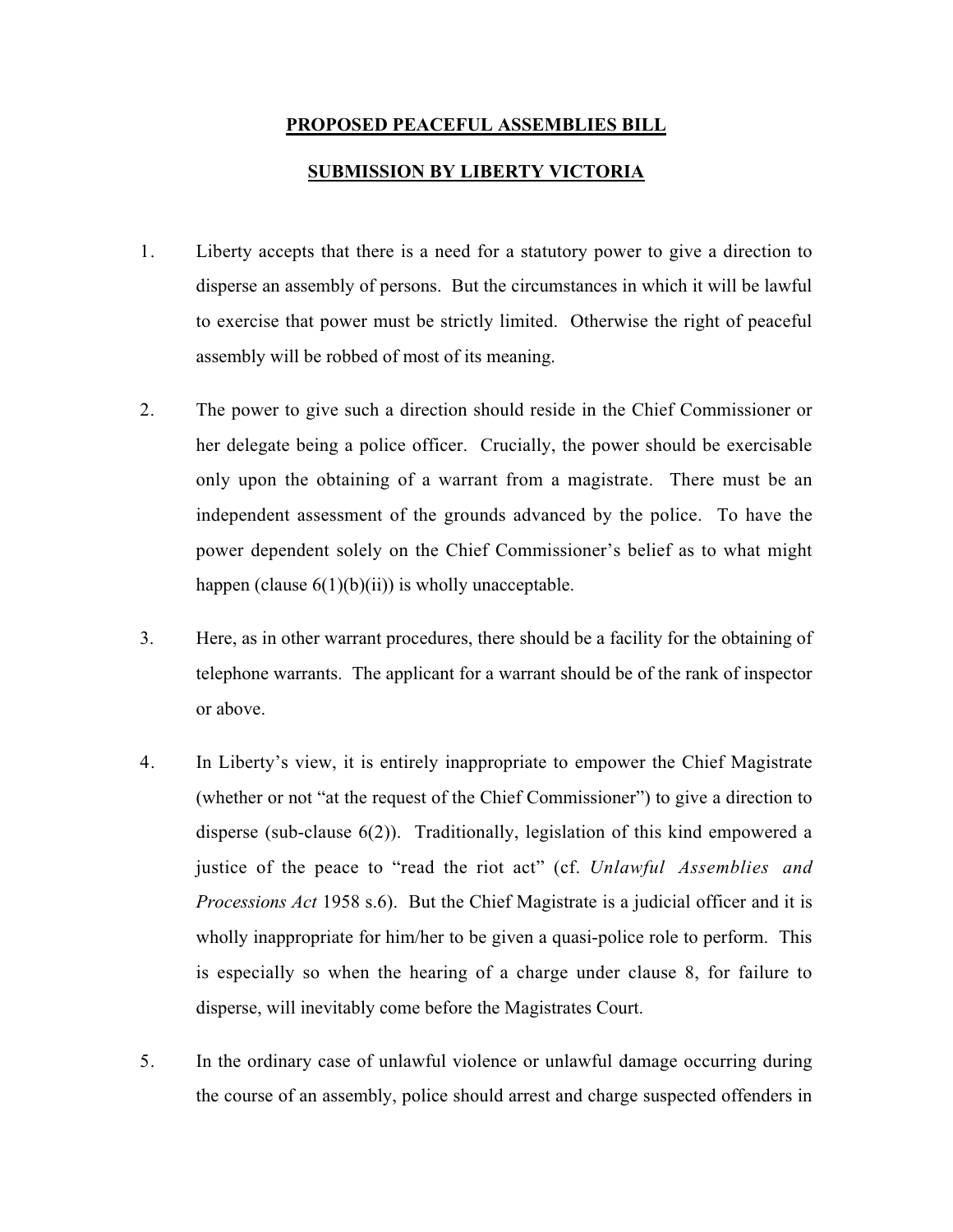**PROPOSED PEACEFUL ASSEMBLIES BILL**

**SUBMISSION BY LIBERTY VICTORIA**

1. Liberty accepts that there is a need for a statutory power to give a direction to disperse an assembly of persons. But the circumstances in which it will be lawful to exercise that power must be strictly limited. Otherwise the right of peaceful assembly will be robbed of most of its meaning.

2. The power to give such a direction should reside in the Chief Commissioner or her delegate being a police officer. Crucially, the power should be exercisable only upon the obtaining of a warrant from a magistrate. There must be an independent assessment of the grounds advanced by the police. To have the power dependent solely on the Chief Commissioner's belief as to what might happen (clause 6(1)(b)(ii)) is wholly unacceptable.

3. Here, as in other warrant procedures, there should be a facility for the obtaining of telephone warrants. The applicant for a warrant should be of the rank of inspector or above.

4. In Liberty's view, it is entirely inappropriate to empower the Chief Magistrate (whether or not "at the request of the Chief Commissioner") to give a direction to disperse (sub-clause 6(2)). Traditionally, legislation of this kind empowered a justice of the peace to "read the riot act" (cf. *Unlawful Assemblies and Processions Act* 1958 s.6). But the Chief Magistrate is a judicial officer and it is wholly inappropriate for him/her to be given a quasi-police role to perform. This is especially so when the hearing of a charge under clause 8, for failure to disperse, will inevitably come before the Magistrates Court.

5. In the ordinary case of unlawful violence or unlawful damage occurring during the course of an assembly, police should arrest and charge suspected offenders in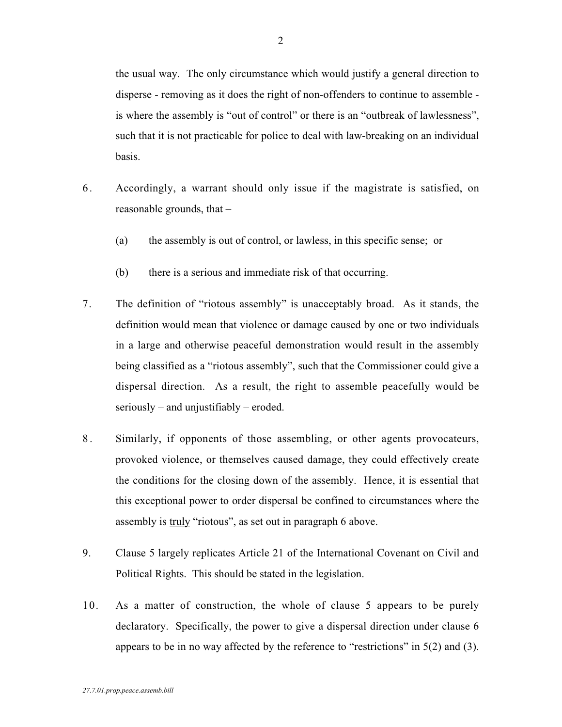the usual way. The only circumstance which would justify a general direction to disperse - removing as it does the right of non-offenders to continue to assemble - is where the assembly is "out of control" or there is an "outbreak of lawlessness", such that it is not practicable for police to deal with law-breaking on an individual basis.

6. Accordingly, a warrant should only issue if the magistrate is satisfied, on reasonable grounds, that –

   (a) the assembly is out of control, or lawless, in this specific sense; or

   (b) there is a serious and immediate risk of that occurring.

7. The definition of "riotous assembly" is unacceptably broad. As it stands, the definition would mean that violence or damage caused by one or two individuals in a large and otherwise peaceful demonstration would result in the assembly being classified as a "riotous assembly", such that the Commissioner could give a dispersal direction. As a result, the right to assemble peacefully would be seriously – and unjustifiably – eroded.

8. Similarly, if opponents of those assembling, or other agents provocateurs, provoked violence, or themselves caused damage, they could effectively create the conditions for the closing down of the assembly. Hence, it is essential that this exceptional power to order dispersal be confined to circumstances where the assembly is <u>truly</u> "riotous", as set out in paragraph 6 above.

9. Clause 5 largely replicates Article 21 of the International Covenant on Civil and Political Rights. This should be stated in the legislation.

10. As a matter of construction, the whole of clause 5 appears to be purely declaratory. Specifically, the power to give a dispersal direction under clause 6 appears to be in no way affected by the reference to "restrictions" in 5(2) and (3).

*27.7.01.prop.peace.assemb.bill*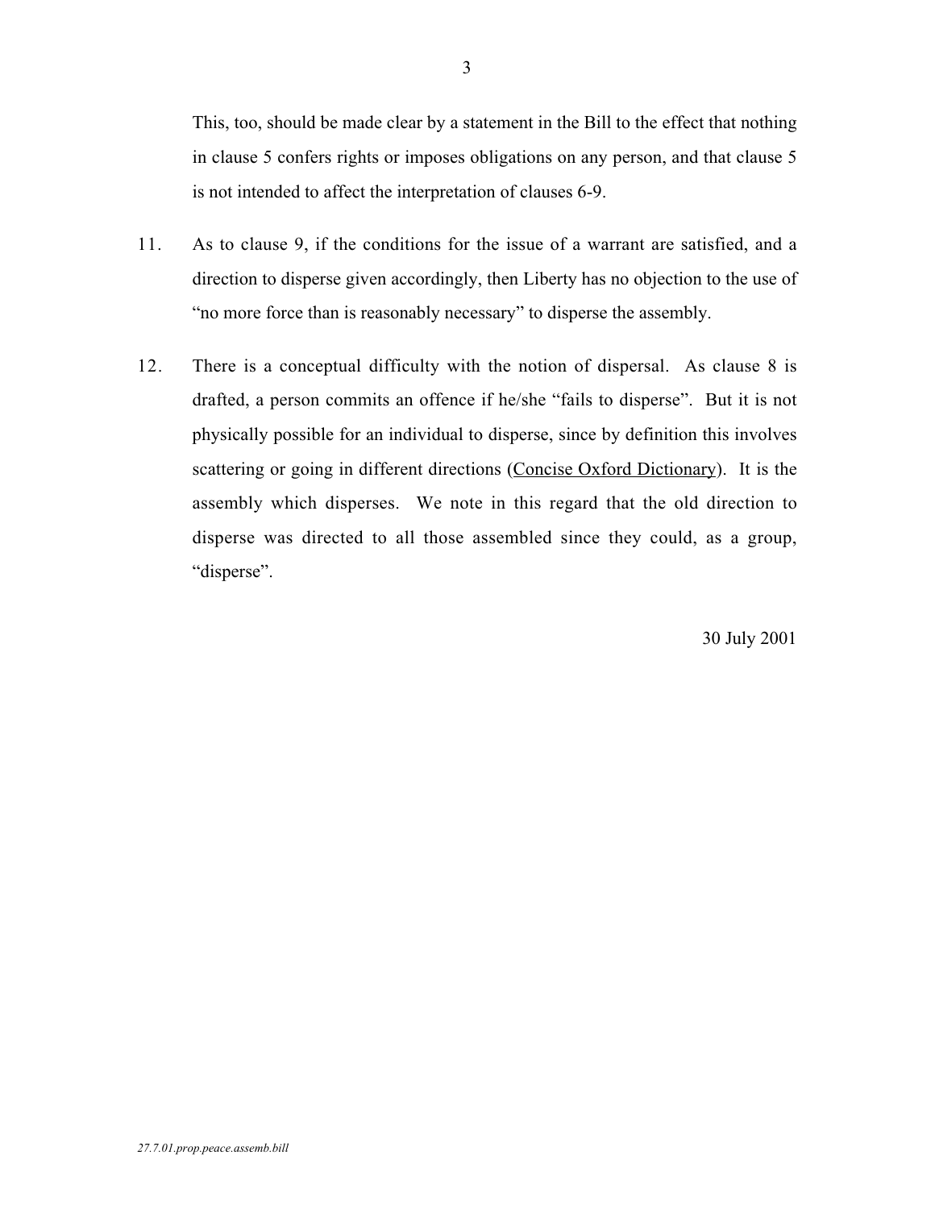This, too, should be made clear by a statement in the Bill to the effect that nothing in clause 5 confers rights or imposes obligations on any person, and that clause 5 is not intended to affect the interpretation of clauses 6-9.

11. As to clause 9, if the conditions for the issue of a warrant are satisfied, and a direction to disperse given accordingly, then Liberty has no objection to the use of "no more force than is reasonably necessary" to disperse the assembly.

12. There is a conceptual difficulty with the notion of dispersal. As clause 8 is drafted, a person commits an offence if he/she "fails to disperse". But it is not physically possible for an individual to disperse, since by definition this involves scattering or going in different directions (Concise Oxford Dictionary). It is the assembly which disperses. We note in this regard that the old direction to disperse was directed to all those assembled since they could, as a group, "disperse".

30 July 2001

*27.7.01.prop.peace.assemb.bill*